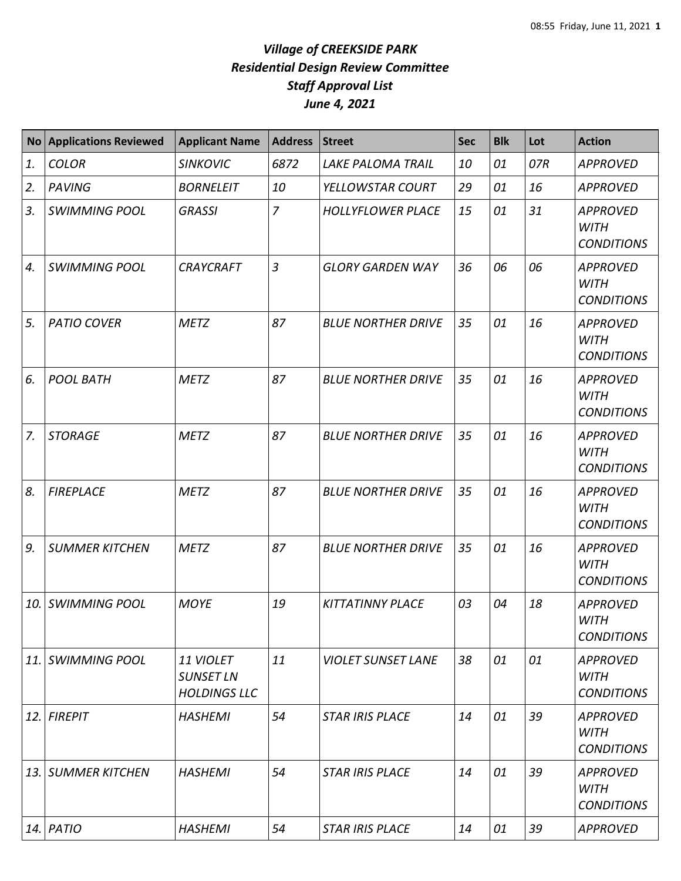*Village of CREEKSIDE PARK*

*Residential Design Review Committee*

*Staff Approval List*

*June 4, 2021*

| No | Applications Reviewed | Applicant Name | Address | Street | Sec | Blk | Lot | Action |
|---|---|---|---|---|---|---|---|---|
| 1. | COLOR | SINKOVIC | 6872 | LAKE PALOMA TRAIL | 10 | 01 | 07R | APPROVED |
| 2. | PAVING | BORNELEIT | 10 | YELLOWSTAR COURT | 29 | 01 | 16 | APPROVED |
| 3. | SWIMMING POOL | GRASSI | 7 | HOLLYFLOWER PLACE | 15 | 01 | 31 | APPROVED WITH CONDITIONS |
| 4. | SWIMMING POOL | CRAYCRAFT | 3 | GLORY GARDEN WAY | 36 | 06 | 06 | APPROVED WITH CONDITIONS |
| 5. | PATIO COVER | METZ | 87 | BLUE NORTHER DRIVE | 35 | 01 | 16 | APPROVED WITH CONDITIONS |
| 6. | POOL BATH | METZ | 87 | BLUE NORTHER DRIVE | 35 | 01 | 16 | APPROVED WITH CONDITIONS |
| 7. | STORAGE | METZ | 87 | BLUE NORTHER DRIVE | 35 | 01 | 16 | APPROVED WITH CONDITIONS |
| 8. | FIREPLACE | METZ | 87 | BLUE NORTHER DRIVE | 35 | 01 | 16 | APPROVED WITH CONDITIONS |
| 9. | SUMMER KITCHEN | METZ | 87 | BLUE NORTHER DRIVE | 35 | 01 | 16 | APPROVED WITH CONDITIONS |
| 10. | SWIMMING POOL | MOYE | 19 | KITTATINNY PLACE | 03 | 04 | 18 | APPROVED WITH CONDITIONS |
| 11. | SWIMMING POOL | 11 VIOLET SUNSET LN HOLDINGS LLC | 11 | VIOLET SUNSET LANE | 38 | 01 | 01 | APPROVED WITH CONDITIONS |
| 12. | FIREPIT | HASHEMI | 54 | STAR IRIS PLACE | 14 | 01 | 39 | APPROVED WITH CONDITIONS |
| 13. | SUMMER KITCHEN | HASHEMI | 54 | STAR IRIS PLACE | 14 | 01 | 39 | APPROVED WITH CONDITIONS |
| 14. | PATIO | HASHEMI | 54 | STAR IRIS PLACE | 14 | 01 | 39 | APPROVED |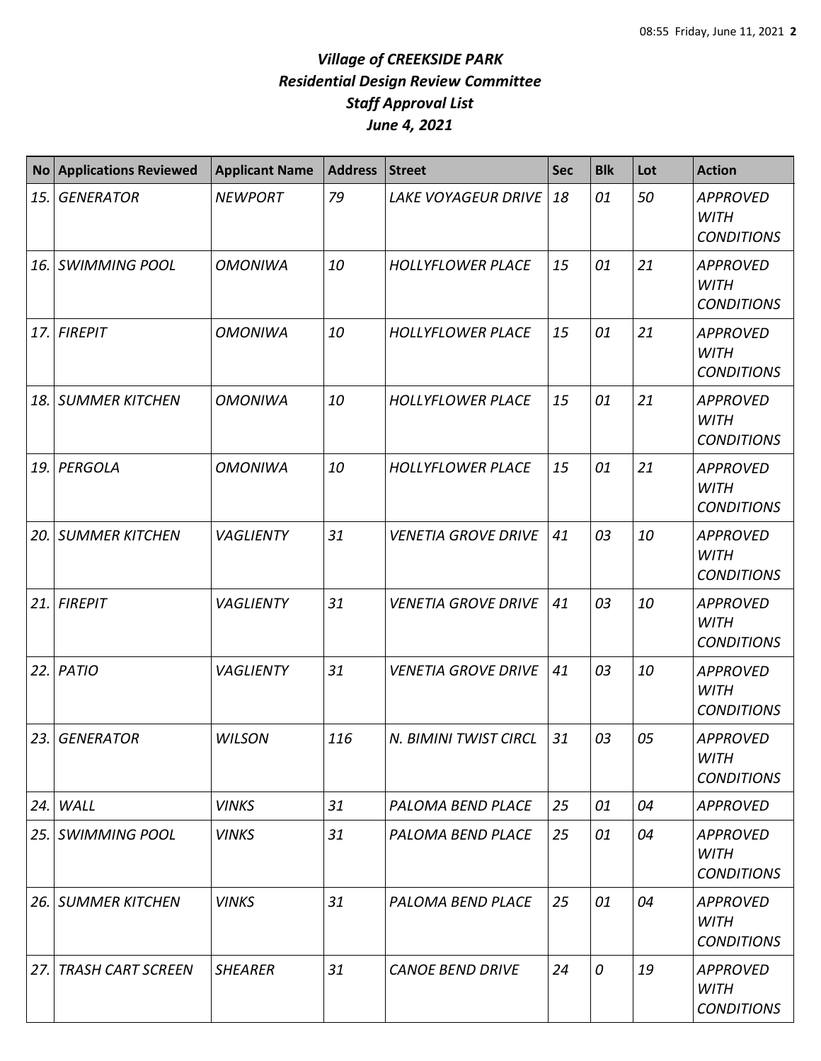# *Village of CREEKSIDE PARK*
# *Residential Design Review Committee*
# *Staff Approval List*
# *June 4, 2021*

| No | Applications Reviewed | Applicant Name | Address | Street | Sec | Blk | Lot | Action |
|---|---|---|---|---|---|---|---|---|
| *15.* | *GENERATOR* | *NEWPORT* | *79* | *LAKE VOYAGEUR DRIVE* | *18* | *01* | *50* | *APPROVED WITH CONDITIONS* |
| *16.* | *SWIMMING POOL* | *OMONIWA* | *10* | *HOLLYFLOWER PLACE* | *15* | *01* | *21* | *APPROVED WITH CONDITIONS* |
| *17.* | *FIREPIT* | *OMONIWA* | *10* | *HOLLYFLOWER PLACE* | *15* | *01* | *21* | *APPROVED WITH CONDITIONS* |
| *18.* | *SUMMER KITCHEN* | *OMONIWA* | *10* | *HOLLYFLOWER PLACE* | *15* | *01* | *21* | *APPROVED WITH CONDITIONS* |
| *19.* | *PERGOLA* | *OMONIWA* | *10* | *HOLLYFLOWER PLACE* | *15* | *01* | *21* | *APPROVED WITH CONDITIONS* |
| *20.* | *SUMMER KITCHEN* | *VAGLIENTY* | *31* | *VENETIA GROVE DRIVE* | *41* | *03* | *10* | *APPROVED WITH CONDITIONS* |
| *21.* | *FIREPIT* | *VAGLIENTY* | *31* | *VENETIA GROVE DRIVE* | *41* | *03* | *10* | *APPROVED WITH CONDITIONS* |
| *22.* | *PATIO* | *VAGLIENTY* | *31* | *VENETIA GROVE DRIVE* | *41* | *03* | *10* | *APPROVED WITH CONDITIONS* |
| *23.* | *GENERATOR* | *WILSON* | *116* | *N. BIMINI TWIST CIRCL* | *31* | *03* | *05* | *APPROVED WITH CONDITIONS* |
| *24.* | *WALL* | *VINKS* | *31* | *PALOMA BEND PLACE* | *25* | *01* | *04* | *APPROVED* |
| *25.* | *SWIMMING POOL* | *VINKS* | *31* | *PALOMA BEND PLACE* | *25* | *01* | *04* | *APPROVED WITH CONDITIONS* |
| *26.* | *SUMMER KITCHEN* | *VINKS* | *31* | *PALOMA BEND PLACE* | *25* | *01* | *04* | *APPROVED WITH CONDITIONS* |
| *27.* | *TRASH CART SCREEN* | *SHEARER* | *31* | *CANOE BEND DRIVE* | *24* | *0* | *19* | *APPROVED WITH CONDITIONS* |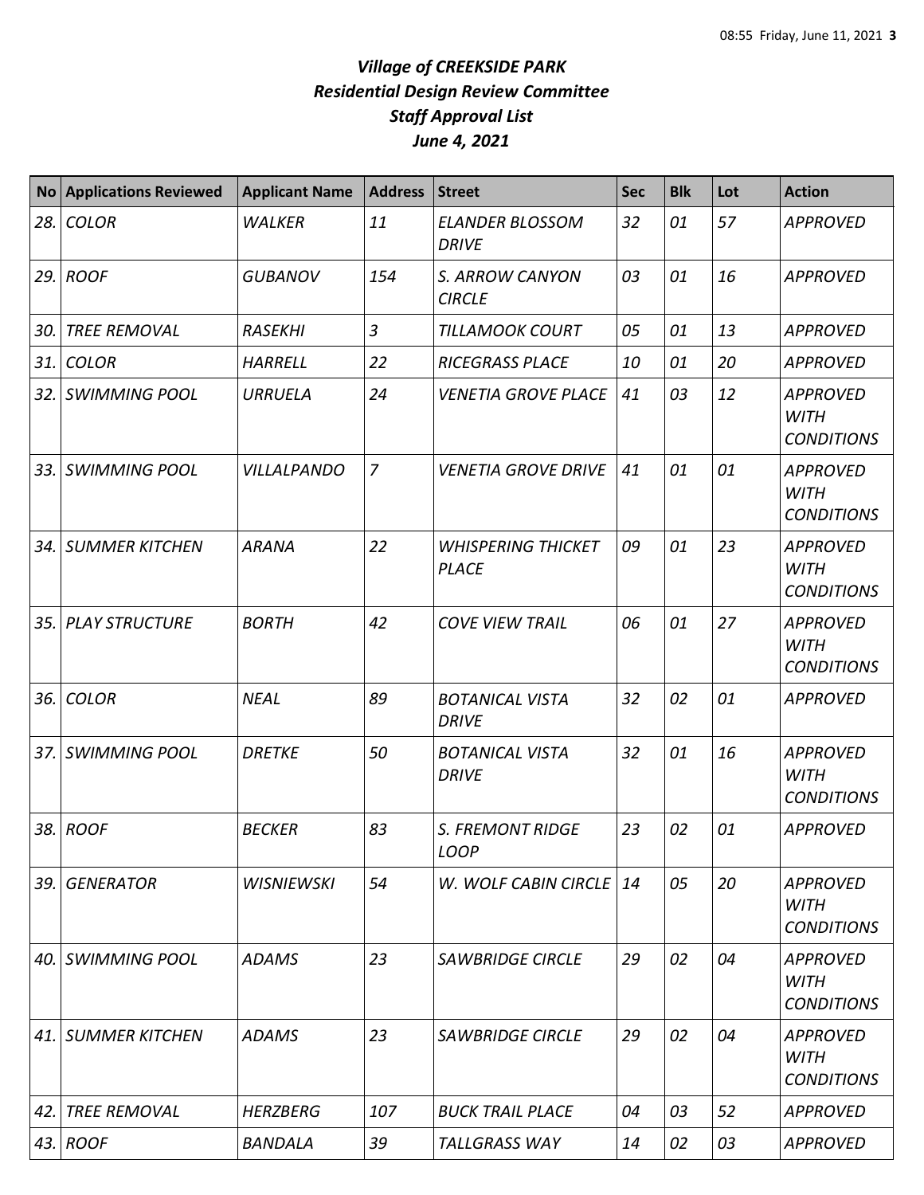# *Village of CREEKSIDE PARK*
## *Residential Design Review Committee*
## *Staff Approval List*
## *June 4, 2021*

| No | Applications Reviewed | Applicant Name | Address | Street | Sec | Blk | Lot | Action |
|---|---|---|---|---|---|---|---|---|
| *28.* | *COLOR* | *WALKER* | *11* | *ELANDER BLOSSOM DRIVE* | *32* | *01* | *57* | *APPROVED* |
| *29.* | *ROOF* | *GUBANOV* | *154* | *S. ARROW CANYON CIRCLE* | *03* | *01* | *16* | *APPROVED* |
| *30.* | *TREE REMOVAL* | *RASEKHI* | *3* | *TILLAMOOK COURT* | *05* | *01* | *13* | *APPROVED* |
| *31.* | *COLOR* | *HARRELL* | *22* | *RICEGRASS PLACE* | *10* | *01* | *20* | *APPROVED* |
| *32.* | *SWIMMING POOL* | *URRUELA* | *24* | *VENETIA GROVE PLACE* | *41* | *03* | *12* | *APPROVED WITH CONDITIONS* |
| *33.* | *SWIMMING POOL* | *VILLALPANDO* | *7* | *VENETIA GROVE DRIVE* | *41* | *01* | *01* | *APPROVED WITH CONDITIONS* |
| *34.* | *SUMMER KITCHEN* | *ARANA* | *22* | *WHISPERING THICKET PLACE* | *09* | *01* | *23* | *APPROVED WITH CONDITIONS* |
| *35.* | *PLAY STRUCTURE* | *BORTH* | *42* | *COVE VIEW TRAIL* | *06* | *01* | *27* | *APPROVED WITH CONDITIONS* |
| *36.* | *COLOR* | *NEAL* | *89* | *BOTANICAL VISTA DRIVE* | *32* | *02* | *01* | *APPROVED* |
| *37.* | *SWIMMING POOL* | *DRETKE* | *50* | *BOTANICAL VISTA DRIVE* | *32* | *01* | *16* | *APPROVED WITH CONDITIONS* |
| *38.* | *ROOF* | *BECKER* | *83* | *S. FREMONT RIDGE LOOP* | *23* | *02* | *01* | *APPROVED* |
| *39.* | *GENERATOR* | *WISNIEWSKI* | *54* | *W. WOLF CABIN CIRCLE* | *14* | *05* | *20* | *APPROVED WITH CONDITIONS* |
| *40.* | *SWIMMING POOL* | *ADAMS* | *23* | *SAWBRIDGE CIRCLE* | *29* | *02* | *04* | *APPROVED WITH CONDITIONS* |
| *41.* | *SUMMER KITCHEN* | *ADAMS* | *23* | *SAWBRIDGE CIRCLE* | *29* | *02* | *04* | *APPROVED WITH CONDITIONS* |
| *42.* | *TREE REMOVAL* | *HERZBERG* | *107* | *BUCK TRAIL PLACE* | *04* | *03* | *52* | *APPROVED* |
| *43.* | *ROOF* | *BANDALA* | *39* | *TALLGRASS WAY* | *14* | *02* | *03* | *APPROVED* |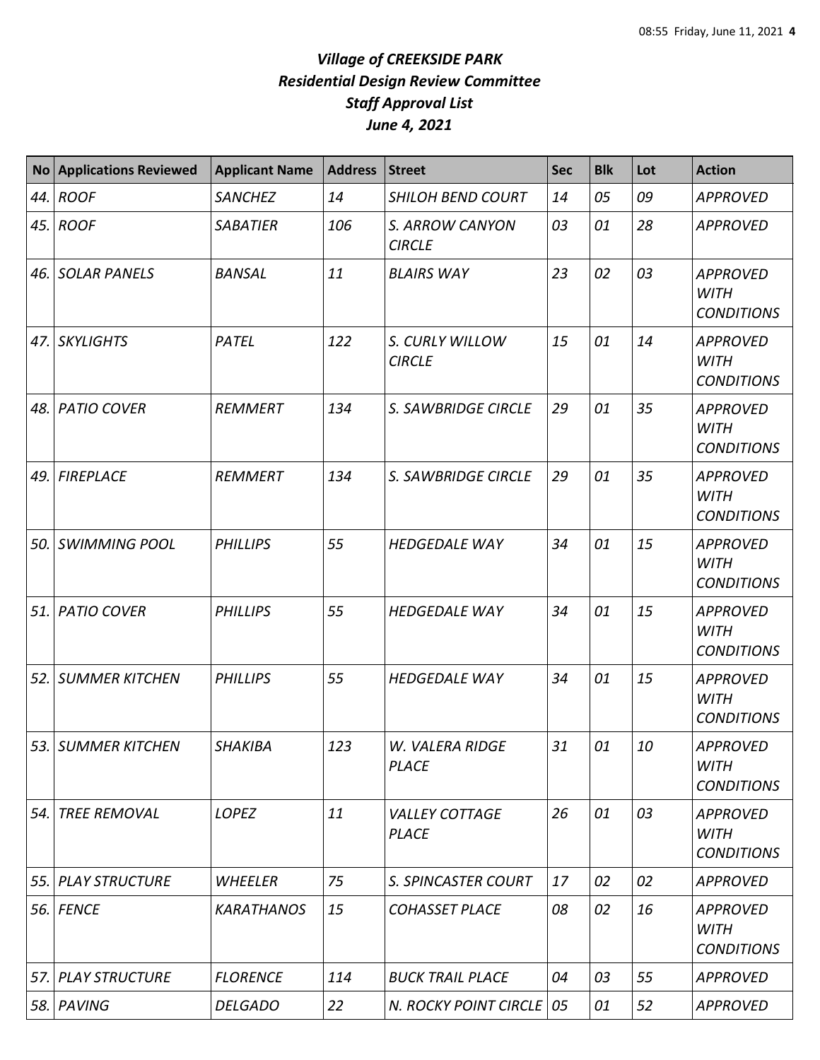## *Village of CREEKSIDE PARK*
## *Residential Design Review Committee*
## *Staff Approval List*
## *June 4, 2021*

| No | Applications Reviewed | Applicant Name | Address | Street | Sec | Blk | Lot | Action |
|---|---|---|---|---|---|---|---|---|
| *44.* | *ROOF* | *SANCHEZ* | *14* | *SHILOH BEND COURT* | *14* | *05* | *09* | *APPROVED* |
| *45.* | *ROOF* | *SABATIER* | *106* | *S. ARROW CANYON CIRCLE* | *03* | *01* | *28* | *APPROVED* |
| *46.* | *SOLAR PANELS* | *BANSAL* | *11* | *BLAIRS WAY* | *23* | *02* | *03* | *APPROVED WITH CONDITIONS* |
| *47.* | *SKYLIGHTS* | *PATEL* | *122* | *S. CURLY WILLOW CIRCLE* | *15* | *01* | *14* | *APPROVED WITH CONDITIONS* |
| *48.* | *PATIO COVER* | *REMMERT* | *134* | *S. SAWBRIDGE CIRCLE* | *29* | *01* | *35* | *APPROVED WITH CONDITIONS* |
| *49.* | *FIREPLACE* | *REMMERT* | *134* | *S. SAWBRIDGE CIRCLE* | *29* | *01* | *35* | *APPROVED WITH CONDITIONS* |
| *50.* | *SWIMMING POOL* | *PHILLIPS* | *55* | *HEDGEDALE WAY* | *34* | *01* | *15* | *APPROVED WITH CONDITIONS* |
| *51.* | *PATIO COVER* | *PHILLIPS* | *55* | *HEDGEDALE WAY* | *34* | *01* | *15* | *APPROVED WITH CONDITIONS* |
| *52.* | *SUMMER KITCHEN* | *PHILLIPS* | *55* | *HEDGEDALE WAY* | *34* | *01* | *15* | *APPROVED WITH CONDITIONS* |
| *53.* | *SUMMER KITCHEN* | *SHAKIBA* | *123* | *W. VALERA RIDGE PLACE* | *31* | *01* | *10* | *APPROVED WITH CONDITIONS* |
| *54.* | *TREE REMOVAL* | *LOPEZ* | *11* | *VALLEY COTTAGE PLACE* | *26* | *01* | *03* | *APPROVED WITH CONDITIONS* |
| *55.* | *PLAY STRUCTURE* | *WHEELER* | *75* | *S. SPINCASTER COURT* | *17* | *02* | *02* | *APPROVED* |
| *56.* | *FENCE* | *KARATHANOS* | *15* | *COHASSET PLACE* | *08* | *02* | *16* | *APPROVED WITH CONDITIONS* |
| *57.* | *PLAY STRUCTURE* | *FLORENCE* | *114* | *BUCK TRAIL PLACE* | *04* | *03* | *55* | *APPROVED* |
| *58.* | *PAVING* | *DELGADO* | *22* | *N. ROCKY POINT CIRCLE* | *05* | *01* | *52* | *APPROVED* |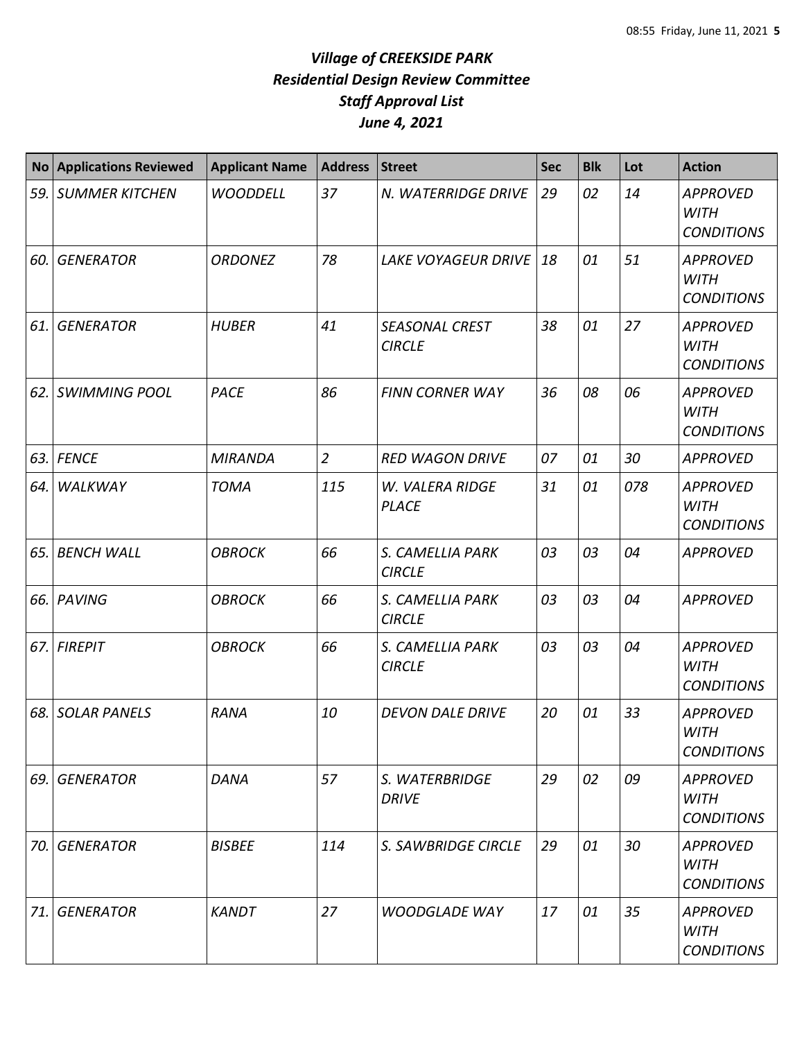# *Village of CREEKSIDE PARK*
## *Residential Design Review Committee*
## *Staff Approval List*
## *June 4, 2021*

| No | Applications Reviewed | Applicant Name | Address | Street | Sec | Blk | Lot | Action |
|---|---|---|---|---|---|---|---|---|
| 59. | SUMMER KITCHEN | WOODDELL | 37 | N. WATERRIDGE DRIVE | 29 | 02 | 14 | APPROVED WITH CONDITIONS |
| 60. | GENERATOR | ORDONEZ | 78 | LAKE VOYAGEUR DRIVE | 18 | 01 | 51 | APPROVED WITH CONDITIONS |
| 61. | GENERATOR | HUBER | 41 | SEASONAL CREST CIRCLE | 38 | 01 | 27 | APPROVED WITH CONDITIONS |
| 62. | SWIMMING POOL | PACE | 86 | FINN CORNER WAY | 36 | 08 | 06 | APPROVED WITH CONDITIONS |
| 63. | FENCE | MIRANDA | 2 | RED WAGON DRIVE | 07 | 01 | 30 | APPROVED |
| 64. | WALKWAY | TOMA | 115 | W. VALERA RIDGE PLACE | 31 | 01 | 078 | APPROVED WITH CONDITIONS |
| 65. | BENCH WALL | OBROCK | 66 | S. CAMELLIA PARK CIRCLE | 03 | 03 | 04 | APPROVED |
| 66. | PAVING | OBROCK | 66 | S. CAMELLIA PARK CIRCLE | 03 | 03 | 04 | APPROVED |
| 67. | FIREPIT | OBROCK | 66 | S. CAMELLIA PARK CIRCLE | 03 | 03 | 04 | APPROVED WITH CONDITIONS |
| 68. | SOLAR PANELS | RANA | 10 | DEVON DALE DRIVE | 20 | 01 | 33 | APPROVED WITH CONDITIONS |
| 69. | GENERATOR | DANA | 57 | S. WATERBRIDGE DRIVE | 29 | 02 | 09 | APPROVED WITH CONDITIONS |
| 70. | GENERATOR | BISBEE | 114 | S. SAWBRIDGE CIRCLE | 29 | 01 | 30 | APPROVED WITH CONDITIONS |
| 71. | GENERATOR | KANDT | 27 | WOODGLADE WAY | 17 | 01 | 35 | APPROVED WITH CONDITIONS |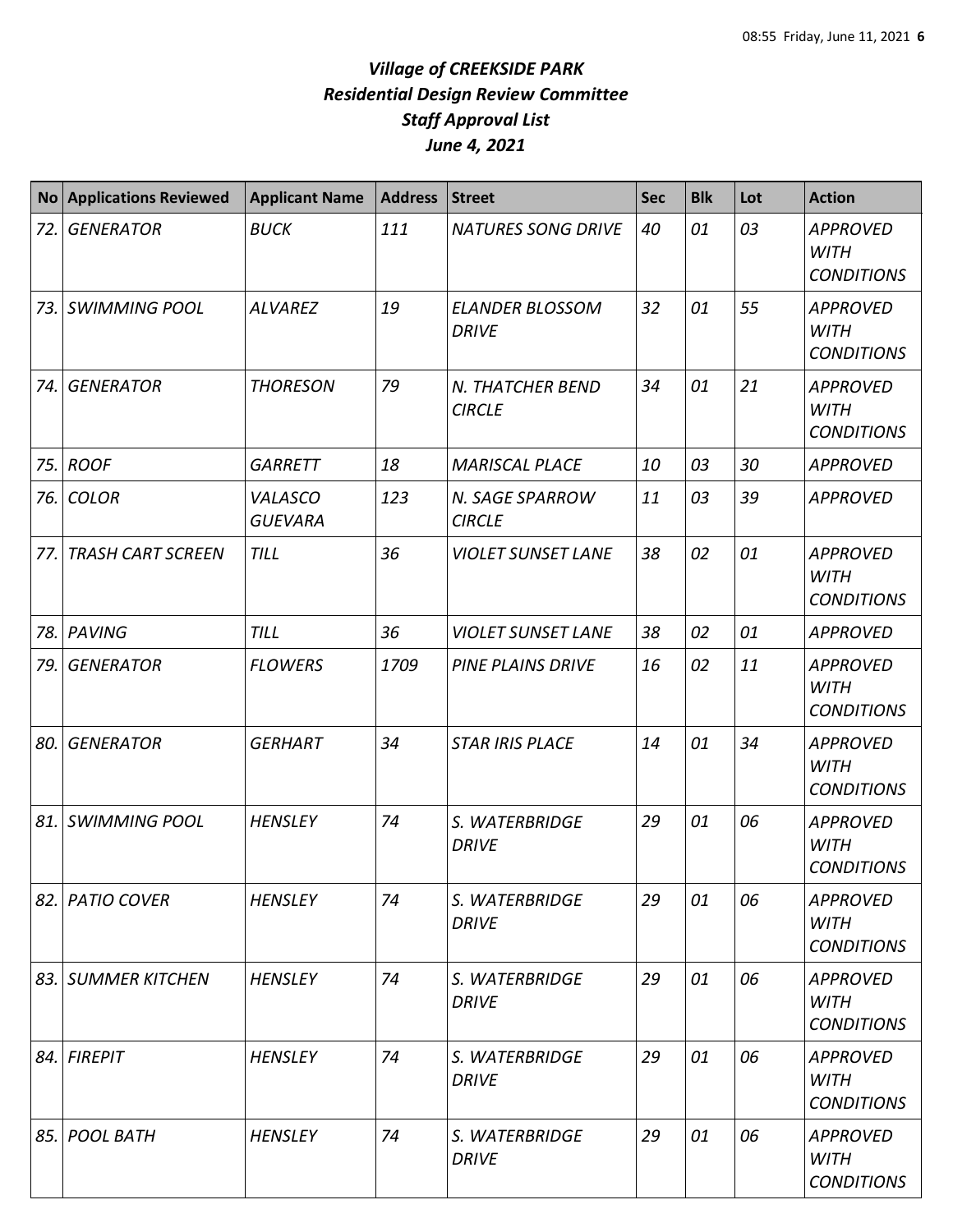# *Village of CREEKSIDE PARK*
## *Residential Design Review Committee*
## *Staff Approval List*
## *June 4, 2021*

| No | Applications Reviewed | Applicant Name | Address | Street | Sec | Blk | Lot | Action |
|---|---|---|---|---|---|---|---|---|
| *72.* | *GENERATOR* | *BUCK* | *111* | *NATURES SONG DRIVE* | *40* | *01* | *03* | *APPROVED WITH CONDITIONS* |
| *73.* | *SWIMMING POOL* | *ALVAREZ* | *19* | *ELANDER BLOSSOM DRIVE* | *32* | *01* | *55* | *APPROVED WITH CONDITIONS* |
| *74.* | *GENERATOR* | *THORESON* | *79* | *N. THATCHER BEND CIRCLE* | *34* | *01* | *21* | *APPROVED WITH CONDITIONS* |
| *75.* | *ROOF* | *GARRETT* | *18* | *MARISCAL PLACE* | *10* | *03* | *30* | *APPROVED* |
| *76.* | *COLOR* | *VALASCO GUEVARA* | *123* | *N. SAGE SPARROW CIRCLE* | *11* | *03* | *39* | *APPROVED* |
| *77.* | *TRASH CART SCREEN* | *TILL* | *36* | *VIOLET SUNSET LANE* | *38* | *02* | *01* | *APPROVED WITH CONDITIONS* |
| *78.* | *PAVING* | *TILL* | *36* | *VIOLET SUNSET LANE* | *38* | *02* | *01* | *APPROVED* |
| *79.* | *GENERATOR* | *FLOWERS* | *1709* | *PINE PLAINS DRIVE* | *16* | *02* | *11* | *APPROVED WITH CONDITIONS* |
| *80.* | *GENERATOR* | *GERHART* | *34* | *STAR IRIS PLACE* | *14* | *01* | *34* | *APPROVED WITH CONDITIONS* |
| *81.* | *SWIMMING POOL* | *HENSLEY* | *74* | *S. WATERBRIDGE DRIVE* | *29* | *01* | *06* | *APPROVED WITH CONDITIONS* |
| *82.* | *PATIO COVER* | *HENSLEY* | *74* | *S. WATERBRIDGE DRIVE* | *29* | *01* | *06* | *APPROVED WITH CONDITIONS* |
| *83.* | *SUMMER KITCHEN* | *HENSLEY* | *74* | *S. WATERBRIDGE DRIVE* | *29* | *01* | *06* | *APPROVED WITH CONDITIONS* |
| *84.* | *FIREPIT* | *HENSLEY* | *74* | *S. WATERBRIDGE DRIVE* | *29* | *01* | *06* | *APPROVED WITH CONDITIONS* |
| *85.* | *POOL BATH* | *HENSLEY* | *74* | *S. WATERBRIDGE DRIVE* | *29* | *01* | *06* | *APPROVED WITH CONDITIONS* |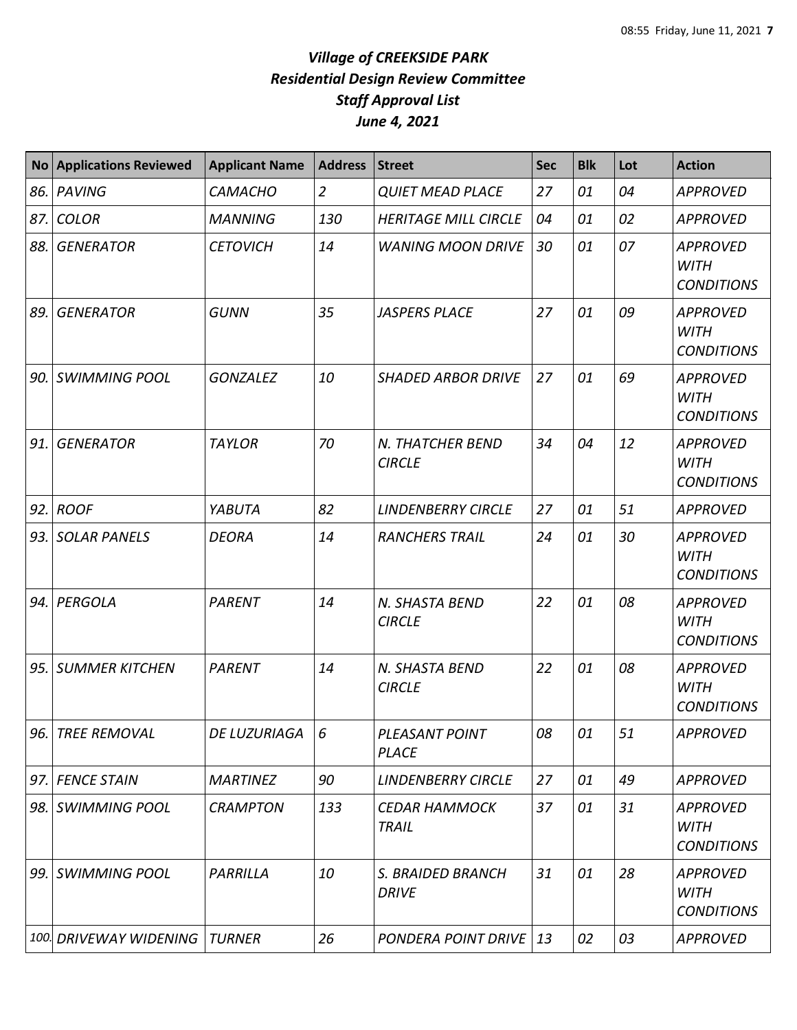# *Village of CREEKSIDE PARK*
## *Residential Design Review Committee*
## *Staff Approval List*
## *June 4, 2021*

| No | Applications Reviewed | Applicant Name | Address | Street | Sec | Blk | Lot | Action |
|---|---|---|---|---|---|---|---|---|
| *86.* | *PAVING* | *CAMACHO* | *2* | *QUIET MEAD PLACE* | *27* | *01* | *04* | *APPROVED* |
| *87.* | *COLOR* | *MANNING* | *130* | *HERITAGE MILL CIRCLE* | *04* | *01* | *02* | *APPROVED* |
| *88.* | *GENERATOR* | *CETOVICH* | *14* | *WANING MOON DRIVE* | *30* | *01* | *07* | *APPROVED WITH CONDITIONS* |
| *89.* | *GENERATOR* | *GUNN* | *35* | *JASPERS PLACE* | *27* | *01* | *09* | *APPROVED WITH CONDITIONS* |
| *90.* | *SWIMMING POOL* | *GONZALEZ* | *10* | *SHADED ARBOR DRIVE* | *27* | *01* | *69* | *APPROVED WITH CONDITIONS* |
| *91.* | *GENERATOR* | *TAYLOR* | *70* | *N. THATCHER BEND CIRCLE* | *34* | *04* | *12* | *APPROVED WITH CONDITIONS* |
| *92.* | *ROOF* | *YABUTA* | *82* | *LINDENBERRY CIRCLE* | *27* | *01* | *51* | *APPROVED* |
| *93.* | *SOLAR PANELS* | *DEORA* | *14* | *RANCHERS TRAIL* | *24* | *01* | *30* | *APPROVED WITH CONDITIONS* |
| *94.* | *PERGOLA* | *PARENT* | *14* | *N. SHASTA BEND CIRCLE* | *22* | *01* | *08* | *APPROVED WITH CONDITIONS* |
| *95.* | *SUMMER KITCHEN* | *PARENT* | *14* | *N. SHASTA BEND CIRCLE* | *22* | *01* | *08* | *APPROVED WITH CONDITIONS* |
| *96.* | *TREE REMOVAL* | *DE LUZURIAGA* | *6* | *PLEASANT POINT PLACE* | *08* | *01* | *51* | *APPROVED* |
| *97.* | *FENCE STAIN* | *MARTINEZ* | *90* | *LINDENBERRY CIRCLE* | *27* | *01* | *49* | *APPROVED* |
| *98.* | *SWIMMING POOL* | *CRAMPTON* | *133* | *CEDAR HAMMOCK TRAIL* | *37* | *01* | *31* | *APPROVED WITH CONDITIONS* |
| *99.* | *SWIMMING POOL* | *PARRILLA* | *10* | *S. BRAIDED BRANCH DRIVE* | *31* | *01* | *28* | *APPROVED WITH CONDITIONS* |
| *100.* | *DRIVEWAY WIDENING* | *TURNER* | *26* | *PONDERA POINT DRIVE* | *13* | *02* | *03* | *APPROVED* |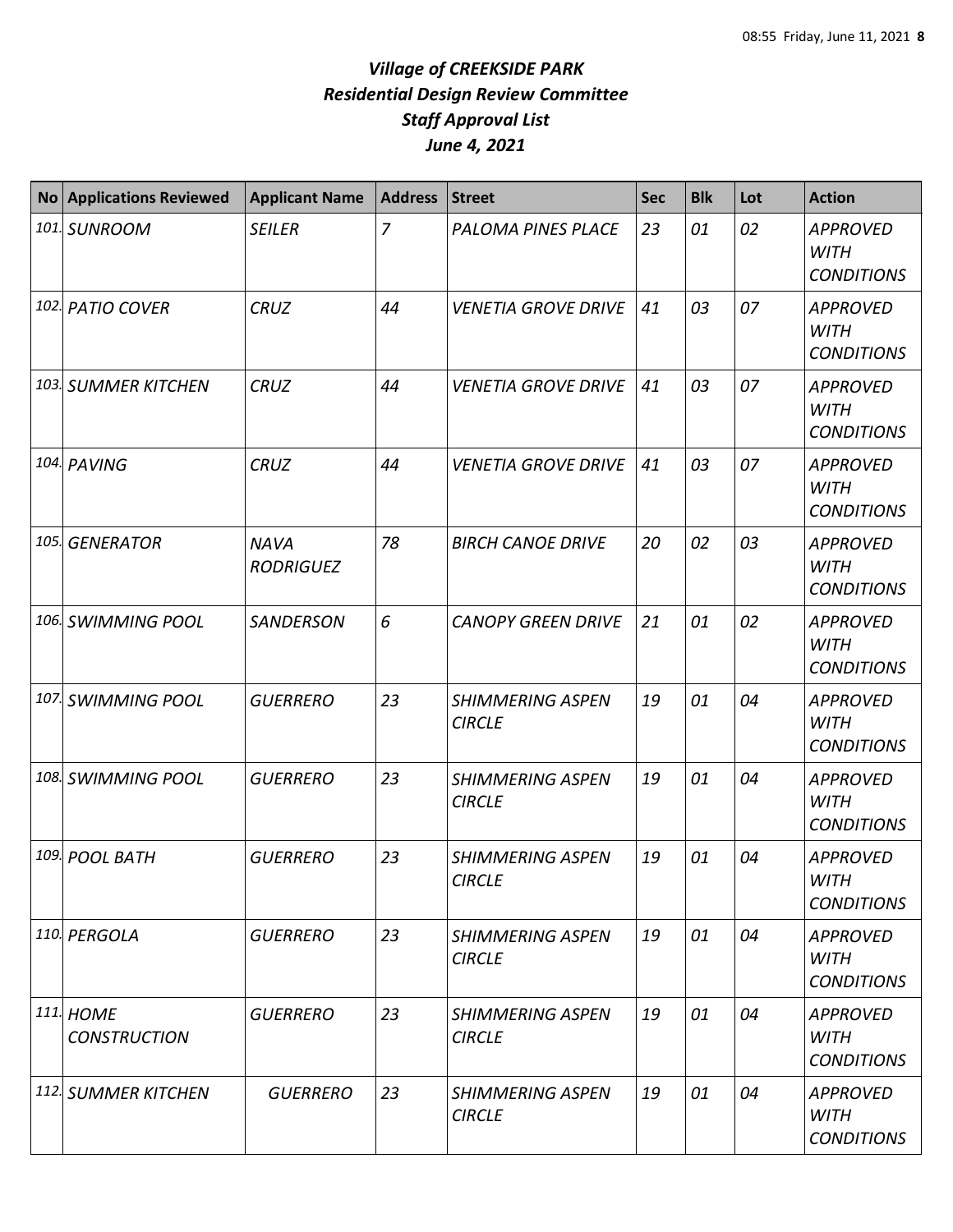# *Village of CREEKSIDE PARK*
# *Residential Design Review Committee*
# *Staff Approval List*
# *June 4, 2021*

| No | Applications Reviewed | Applicant Name | Address | Street | Sec | Blk | Lot | Action |
|---|---|---|---|---|---|---|---|---|
| 101. | SUNROOM | SEILER | 7 | PALOMA PINES PLACE | 23 | 01 | 02 | APPROVED WITH CONDITIONS |
| 102. | PATIO COVER | CRUZ | 44 | VENETIA GROVE DRIVE | 41 | 03 | 07 | APPROVED WITH CONDITIONS |
| 103. | SUMMER KITCHEN | CRUZ | 44 | VENETIA GROVE DRIVE | 41 | 03 | 07 | APPROVED WITH CONDITIONS |
| 104. | PAVING | CRUZ | 44 | VENETIA GROVE DRIVE | 41 | 03 | 07 | APPROVED WITH CONDITIONS |
| 105. | GENERATOR | NAVA RODRIGUEZ | 78 | BIRCH CANOE DRIVE | 20 | 02 | 03 | APPROVED WITH CONDITIONS |
| 106. | SWIMMING POOL | SANDERSON | 6 | CANOPY GREEN DRIVE | 21 | 01 | 02 | APPROVED WITH CONDITIONS |
| 107. | SWIMMING POOL | GUERRERO | 23 | SHIMMERING ASPEN CIRCLE | 19 | 01 | 04 | APPROVED WITH CONDITIONS |
| 108. | SWIMMING POOL | GUERRERO | 23 | SHIMMERING ASPEN CIRCLE | 19 | 01 | 04 | APPROVED WITH CONDITIONS |
| 109. | POOL BATH | GUERRERO | 23 | SHIMMERING ASPEN CIRCLE | 19 | 01 | 04 | APPROVED WITH CONDITIONS |
| 110. | PERGOLA | GUERRERO | 23 | SHIMMERING ASPEN CIRCLE | 19 | 01 | 04 | APPROVED WITH CONDITIONS |
| 111. | HOME CONSTRUCTION | GUERRERO | 23 | SHIMMERING ASPEN CIRCLE | 19 | 01 | 04 | APPROVED WITH CONDITIONS |
| 112. | SUMMER KITCHEN | GUERRERO | 23 | SHIMMERING ASPEN CIRCLE | 19 | 01 | 04 | APPROVED WITH CONDITIONS |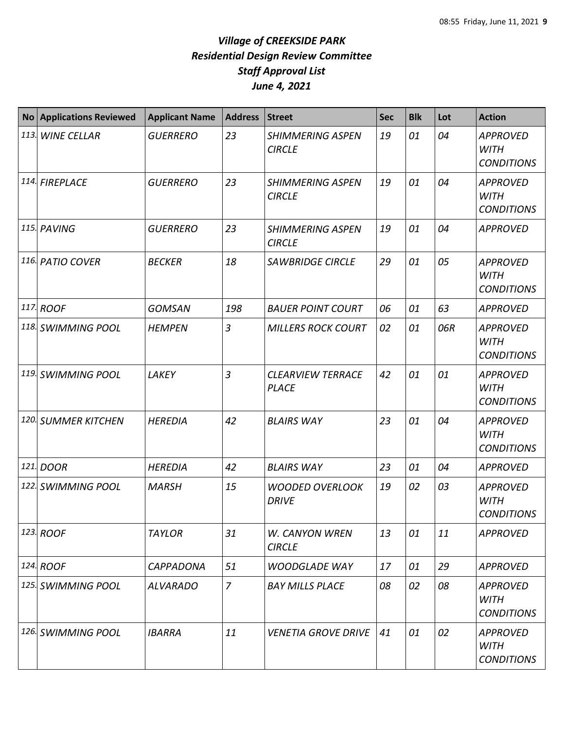# *Village of CREEKSIDE PARK*
## *Residential Design Review Committee*
## *Staff Approval List*
## *June 4, 2021*

| No | Applications Reviewed | Applicant Name | Address | Street | Sec | Blk | Lot | Action |
|---|---|---|---|---|---|---|---|---|
| *113.* | *WINE CELLAR* | *GUERRERO* | *23* | *SHIMMERING ASPEN CIRCLE* | *19* | *01* | *04* | *APPROVED WITH CONDITIONS* |
| *114.* | *FIREPLACE* | *GUERRERO* | *23* | *SHIMMERING ASPEN CIRCLE* | *19* | *01* | *04* | *APPROVED WITH CONDITIONS* |
| *115.* | *PAVING* | *GUERRERO* | *23* | *SHIMMERING ASPEN CIRCLE* | *19* | *01* | *04* | *APPROVED* |
| *116.* | *PATIO COVER* | *BECKER* | *18* | *SAWBRIDGE CIRCLE* | *29* | *01* | *05* | *APPROVED WITH CONDITIONS* |
| *117.* | *ROOF* | *GOMSAN* | *198* | *BAUER POINT COURT* | *06* | *01* | *63* | *APPROVED* |
| *118.* | *SWIMMING POOL* | *HEMPEN* | *3* | *MILLERS ROCK COURT* | *02* | *01* | *06R* | *APPROVED WITH CONDITIONS* |
| *119.* | *SWIMMING POOL* | *LAKEY* | *3* | *CLEARVIEW TERRACE PLACE* | *42* | *01* | *01* | *APPROVED WITH CONDITIONS* |
| *120.* | *SUMMER KITCHEN* | *HEREDIA* | *42* | *BLAIRS WAY* | *23* | *01* | *04* | *APPROVED WITH CONDITIONS* |
| *121.* | *DOOR* | *HEREDIA* | *42* | *BLAIRS WAY* | *23* | *01* | *04* | *APPROVED* |
| *122.* | *SWIMMING POOL* | *MARSH* | *15* | *WOODED OVERLOOK DRIVE* | *19* | *02* | *03* | *APPROVED WITH CONDITIONS* |
| *123.* | *ROOF* | *TAYLOR* | *31* | *W. CANYON WREN CIRCLE* | *13* | *01* | *11* | *APPROVED* |
| *124.* | *ROOF* | *CAPPADONA* | *51* | *WOODGLADE WAY* | *17* | *01* | *29* | *APPROVED* |
| *125.* | *SWIMMING POOL* | *ALVARADO* | *7* | *BAY MILLS PLACE* | *08* | *02* | *08* | *APPROVED WITH CONDITIONS* |
| *126.* | *SWIMMING POOL* | *IBARRA* | *11* | *VENETIA GROVE DRIVE* | *41* | *01* | *02* | *APPROVED WITH CONDITIONS* |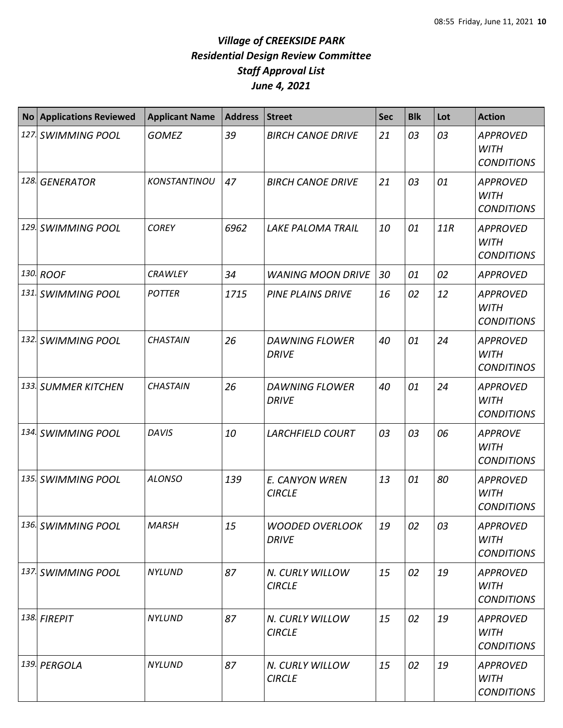# *Village of CREEKSIDE PARK*
# *Residential Design Review Committee*
# *Staff Approval List*
# *June 4, 2021*

| No | Applications Reviewed | Applicant Name | Address | Street | Sec | Blk | Lot | Action |
|---|---|---|---|---|---|---|---|---|
| *127.* | *SWIMMING POOL* | *GOMEZ* | *39* | *BIRCH CANOE DRIVE* | *21* | *03* | *03* | *APPROVED WITH CONDITIONS* |
| *128.* | *GENERATOR* | *KONSTANTINOU* | *47* | *BIRCH CANOE DRIVE* | *21* | *03* | *01* | *APPROVED WITH CONDITIONS* |
| *129.* | *SWIMMING POOL* | *COREY* | *6962* | *LAKE PALOMA TRAIL* | *10* | *01* | *11R* | *APPROVED WITH CONDITIONS* |
| *130.* | *ROOF* | *CRAWLEY* | *34* | *WANING MOON DRIVE* | *30* | *01* | *02* | *APPROVED* |
| *131.* | *SWIMMING POOL* | *POTTER* | *1715* | *PINE PLAINS DRIVE* | *16* | *02* | *12* | *APPROVED WITH CONDITIONS* |
| *132.* | *SWIMMING POOL* | *CHASTAIN* | *26* | *DAWNING FLOWER DRIVE* | *40* | *01* | *24* | *APPROVED WITH CONDITINOS* |
| *133.* | *SUMMER KITCHEN* | *CHASTAIN* | *26* | *DAWNING FLOWER DRIVE* | *40* | *01* | *24* | *APPROVED WITH CONDITIONS* |
| *134.* | *SWIMMING POOL* | *DAVIS* | *10* | *LARCHFIELD COURT* | *03* | *03* | *06* | *APPROVE WITH CONDITIONS* |
| *135.* | *SWIMMING POOL* | *ALONSO* | *139* | *E. CANYON WREN CIRCLE* | *13* | *01* | *80* | *APPROVED WITH CONDITIONS* |
| *136.* | *SWIMMING POOL* | *MARSH* | *15* | *WOODED OVERLOOK DRIVE* | *19* | *02* | *03* | *APPROVED WITH CONDITIONS* |
| *137.* | *SWIMMING POOL* | *NYLUND* | *87* | *N. CURLY WILLOW CIRCLE* | *15* | *02* | *19* | *APPROVED WITH CONDITIONS* |
| *138.* | *FIREPIT* | *NYLUND* | *87* | *N. CURLY WILLOW CIRCLE* | *15* | *02* | *19* | *APPROVED WITH CONDITIONS* |
| *139.* | *PERGOLA* | *NYLUND* | *87* | *N. CURLY WILLOW CIRCLE* | *15* | *02* | *19* | *APPROVED WITH CONDITIONS* |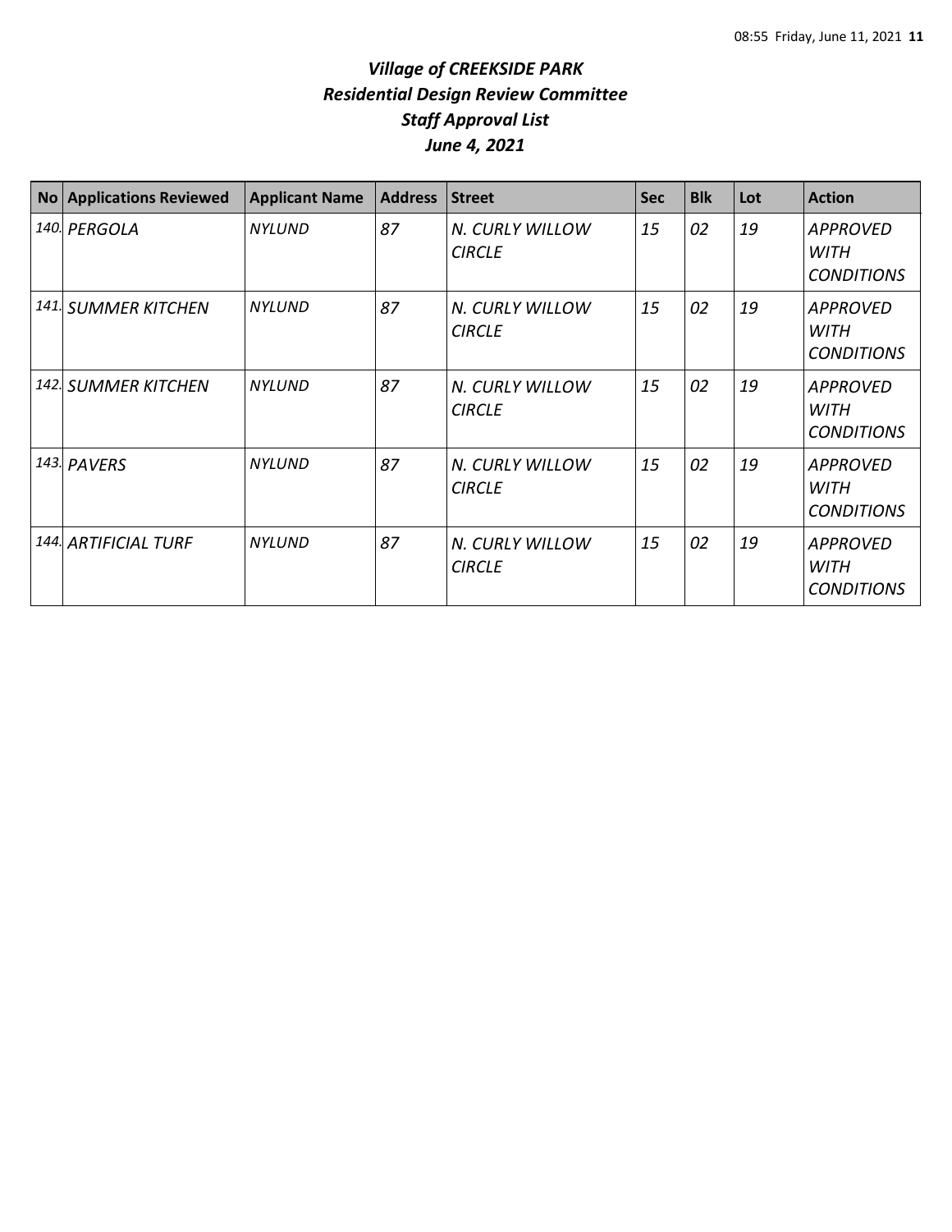# *Village of CREEKSIDE PARK*
# *Residential Design Review Committee*
# *Staff Approval List*
# *June 4, 2021*

| No | Applications Reviewed | Applicant Name | Address | Street | Sec | Blk | Lot | Action |
|---|---|---|---|---|---|---|---|---|
| 140. | PERGOLA | NYLUND | 87 | N. CURLY WILLOW CIRCLE | 15 | 02 | 19 | APPROVED WITH CONDITIONS |
| 141. | SUMMER KITCHEN | NYLUND | 87 | N. CURLY WILLOW CIRCLE | 15 | 02 | 19 | APPROVED WITH CONDITIONS |
| 142. | SUMMER KITCHEN | NYLUND | 87 | N. CURLY WILLOW CIRCLE | 15 | 02 | 19 | APPROVED WITH CONDITIONS |
| 143. | PAVERS | NYLUND | 87 | N. CURLY WILLOW CIRCLE | 15 | 02 | 19 | APPROVED WITH CONDITIONS |
| 144. | ARTIFICIAL TURF | NYLUND | 87 | N. CURLY WILLOW CIRCLE | 15 | 02 | 19 | APPROVED WITH CONDITIONS |